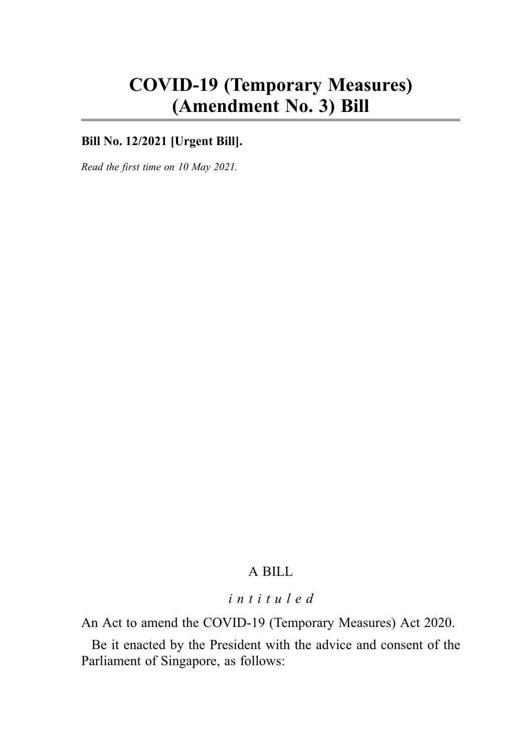# COVID-19 (Temporary Measures) (Amendment No. 3) Bill

**Bill No. 12/2021 [Urgent Bill].**

*Read the first time on 10 May 2021.*

A BILL

*intituled*

An Act to amend the COVID-19 (Temporary Measures) Act 2020.

Be it enacted by the President with the advice and consent of the Parliament of Singapore, as follows: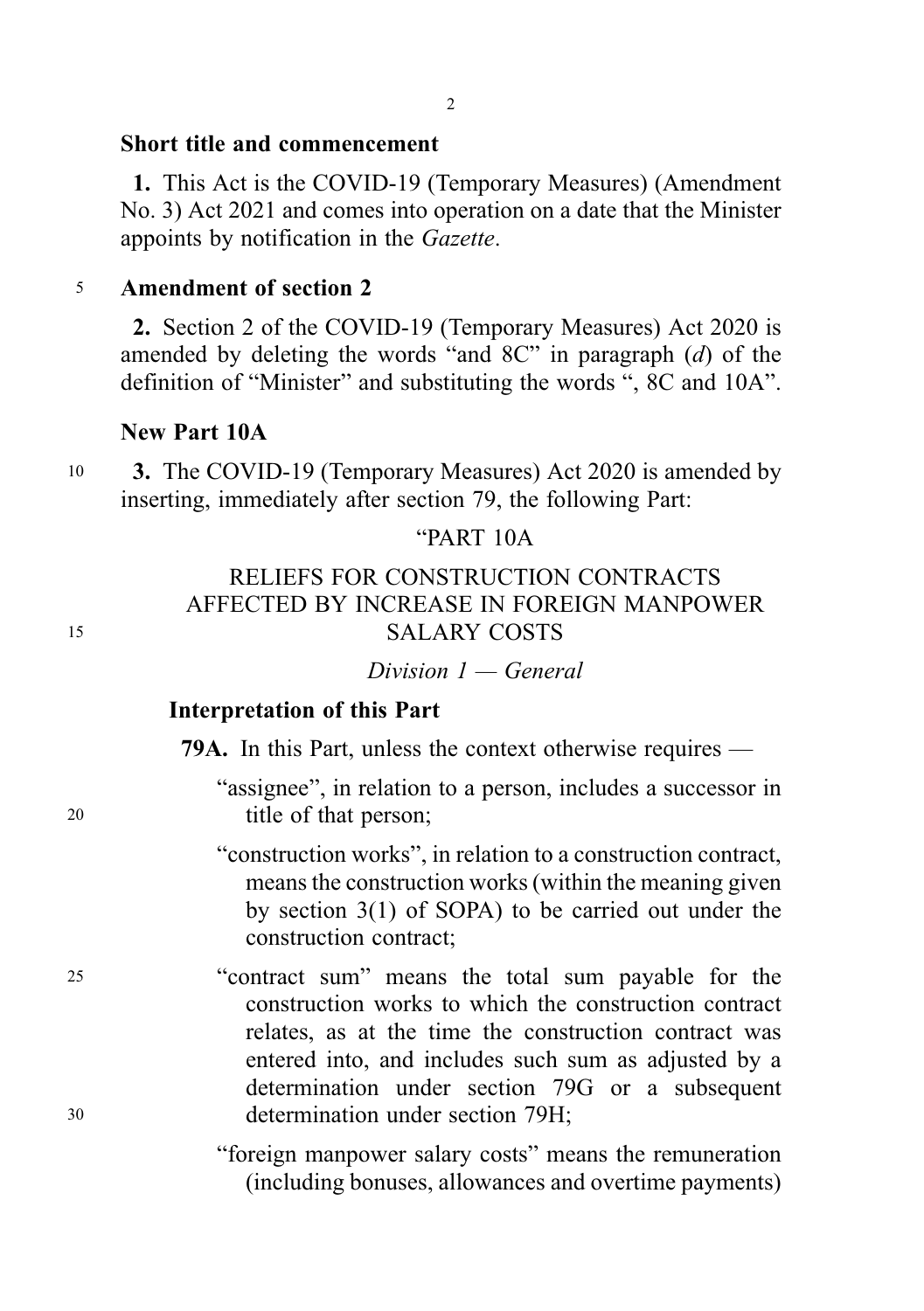**Short title and commencement**

**1.** This Act is the COVID-19 (Temporary Measures) (Amendment No. 3) Act 2021 and comes into operation on a date that the Minister appoints by notification in the *Gazette*.

**Amendment of section 2**

**2.** Section 2 of the COVID-19 (Temporary Measures) Act 2020 is amended by deleting the words "and 8C" in paragraph (*d*) of the definition of "Minister" and substituting the words ", 8C and 10A".

**New Part 10A**

**3.** The COVID-19 (Temporary Measures) Act 2020 is amended by inserting, immediately after section 79, the following Part:

"PART 10A

RELIEFS FOR CONSTRUCTION CONTRACTS AFFECTED BY INCREASE IN FOREIGN MANPOWER SALARY COSTS

*Division 1 — General*

**Interpretation of this Part**

**79A.** In this Part, unless the context otherwise requires —

"assignee", in relation to a person, includes a successor in title of that person;

"construction works", in relation to a construction contract, means the construction works (within the meaning given by section 3(1) of SOPA) to be carried out under the construction contract;

"contract sum" means the total sum payable for the construction works to which the construction contract relates, as at the time the construction contract was entered into, and includes such sum as adjusted by a determination under section 79G or a subsequent determination under section 79H;

"foreign manpower salary costs" means the remuneration (including bonuses, allowances and overtime payments)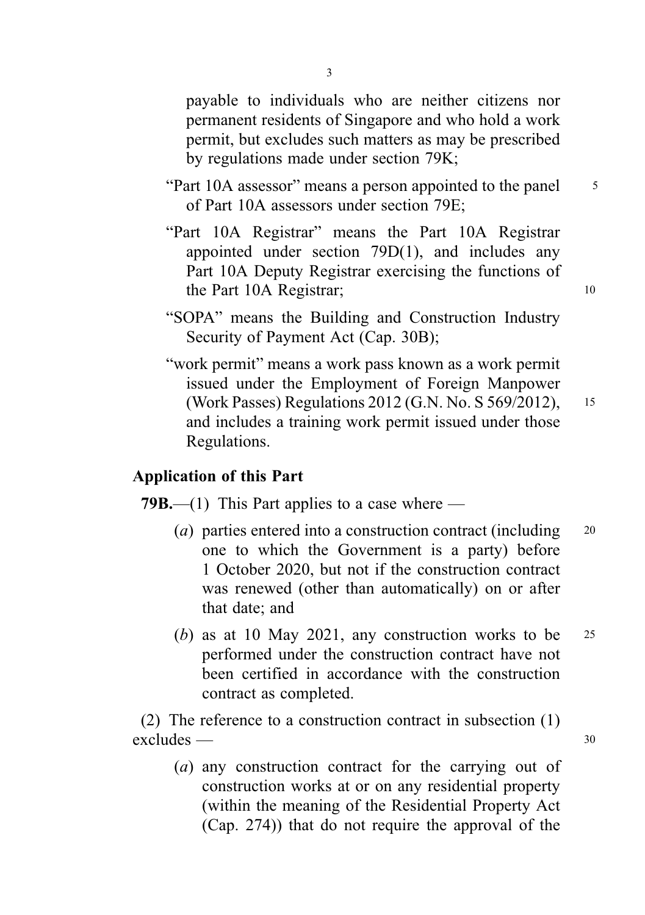payable to individuals who are neither citizens nor permanent residents of Singapore and who hold a work permit, but excludes such matters as may be prescribed by regulations made under section 79K;

"Part 10A assessor" means a person appointed to the panel of Part 10A assessors under section 79E;

"Part 10A Registrar" means the Part 10A Registrar appointed under section 79D(1), and includes any Part 10A Deputy Registrar exercising the functions of the Part 10A Registrar;

"SOPA" means the Building and Construction Industry Security of Payment Act (Cap. 30B);

"work permit" means a work pass known as a work permit issued under the Employment of Foreign Manpower (Work Passes) Regulations 2012 (G.N. No. S 569/2012), and includes a training work permit issued under those Regulations.

**Application of this Part**

**79B.**—(1) This Part applies to a case where —

(*a*) parties entered into a construction contract (including one to which the Government is a party) before 1 October 2020, but not if the construction contract was renewed (other than automatically) on or after that date; and

(*b*) as at 10 May 2021, any construction works to be performed under the construction contract have not been certified in accordance with the construction contract as completed.

(2) The reference to a construction contract in subsection (1) excludes —

(*a*) any construction contract for the carrying out of construction works at or on any residential property (within the meaning of the Residential Property Act (Cap. 274)) that do not require the approval of the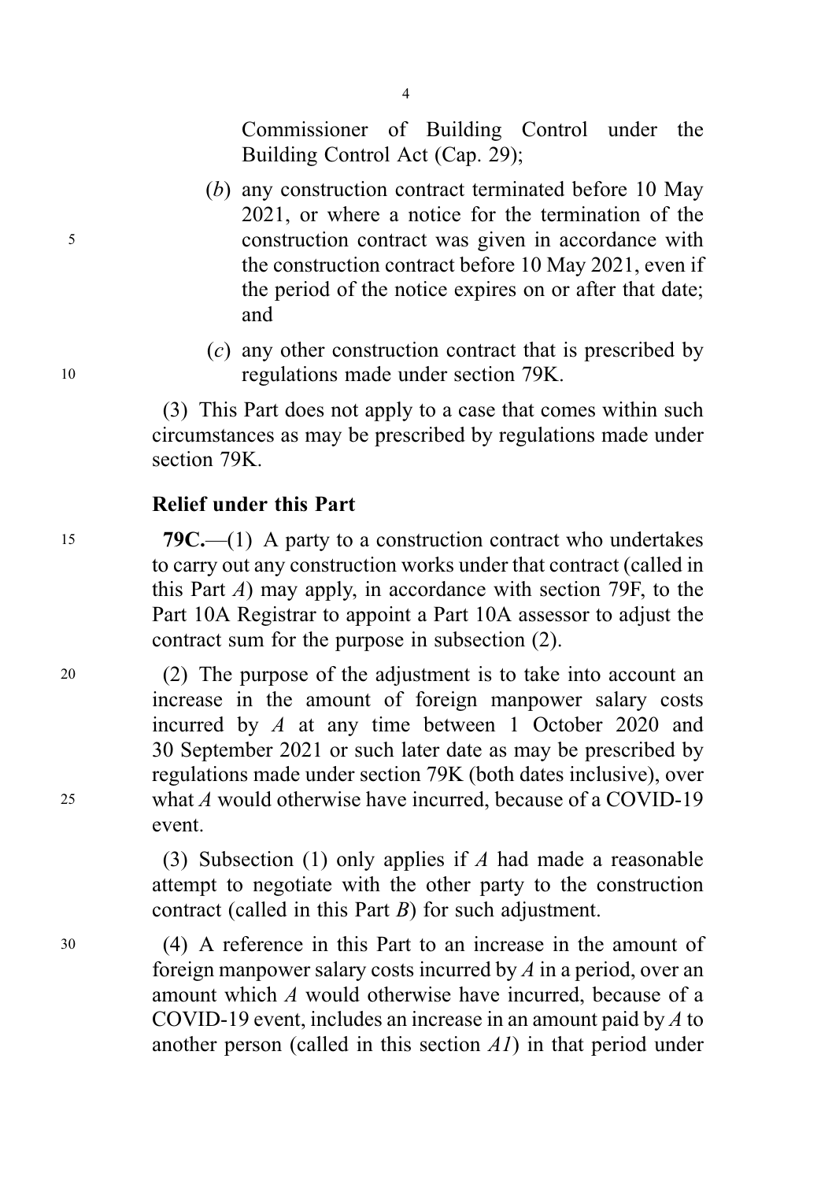Commissioner of Building Control under the Building Control Act (Cap. 29);

(*b*) any construction contract terminated before 10 May 2021, or where a notice for the termination of the construction contract was given in accordance with the construction contract before 10 May 2021, even if the period of the notice expires on or after that date; and

(*c*) any other construction contract that is prescribed by regulations made under section 79K.

(3) This Part does not apply to a case that comes within such circumstances as may be prescribed by regulations made under section 79K.

**Relief under this Part**

**79C.**—(1) A party to a construction contract who undertakes to carry out any construction works under that contract (called in this Part *A*) may apply, in accordance with section 79F, to the Part 10A Registrar to appoint a Part 10A assessor to adjust the contract sum for the purpose in subsection (2).

(2) The purpose of the adjustment is to take into account an increase in the amount of foreign manpower salary costs incurred by *A* at any time between 1 October 2020 and 30 September 2021 or such later date as may be prescribed by regulations made under section 79K (both dates inclusive), over what *A* would otherwise have incurred, because of a COVID-19 event.

(3) Subsection (1) only applies if *A* had made a reasonable attempt to negotiate with the other party to the construction contract (called in this Part *B*) for such adjustment.

(4) A reference in this Part to an increase in the amount of foreign manpower salary costs incurred by *A* in a period, over an amount which *A* would otherwise have incurred, because of a COVID-19 event, includes an increase in an amount paid by *A* to another person (called in this section *A1*) in that period under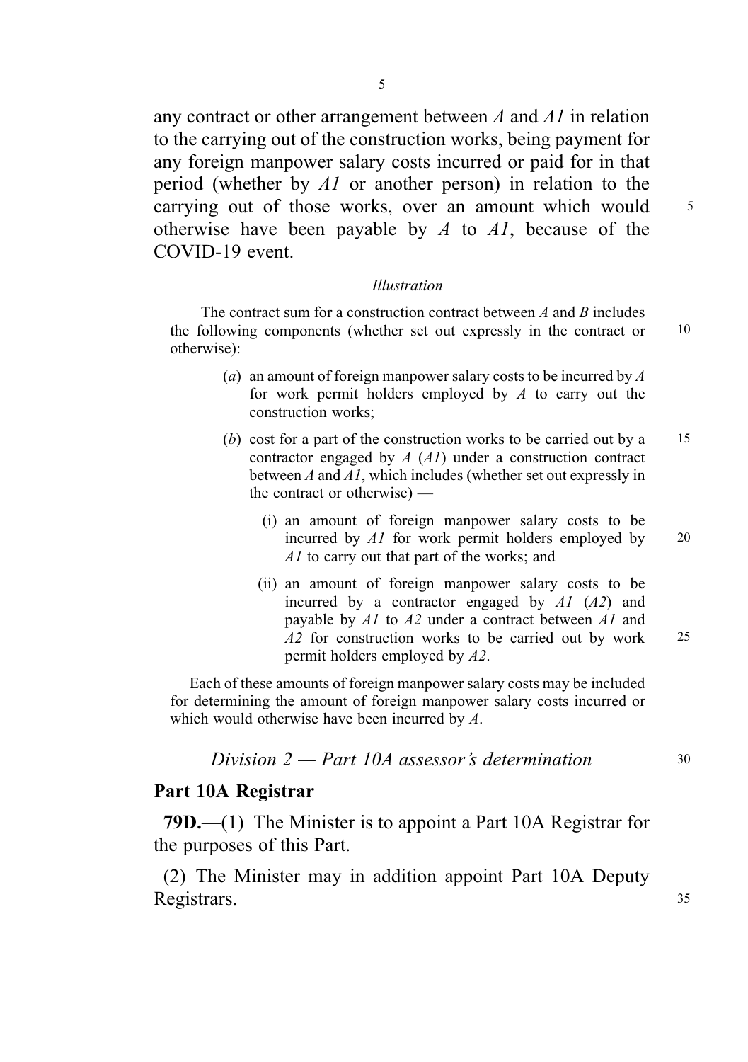any contract or other arrangement between *A* and *A1* in relation to the carrying out of the construction works, being payment for any foreign manpower salary costs incurred or paid for in that period (whether by *A1* or another person) in relation to the carrying out of those works, over an amount which would otherwise have been payable by *A* to *A1*, because of the COVID-19 event.

*Illustration*

The contract sum for a construction contract between *A* and *B* includes the following components (whether set out expressly in the contract or otherwise):

(*a*) an amount of foreign manpower salary costs to be incurred by *A* for work permit holders employed by *A* to carry out the construction works;

(*b*) cost for a part of the construction works to be carried out by a contractor engaged by *A* (*A1*) under a construction contract between *A* and *A1*, which includes (whether set out expressly in the contract or otherwise) —

(i) an amount of foreign manpower salary costs to be incurred by *A1* for work permit holders employed by *A1* to carry out that part of the works; and

(ii) an amount of foreign manpower salary costs to be incurred by a contractor engaged by *A1* (*A2*) and payable by *A1* to *A2* under a contract between *A1* and *A2* for construction works to be carried out by work permit holders employed by *A2*.

Each of these amounts of foreign manpower salary costs may be included for determining the amount of foreign manpower salary costs incurred or which would otherwise have been incurred by *A*.

## *Division 2 — Part 10A assessor's determination*

### Part 10A Registrar

**79D.**—(1) The Minister is to appoint a Part 10A Registrar for the purposes of this Part.

(2) The Minister may in addition appoint Part 10A Deputy Registrars.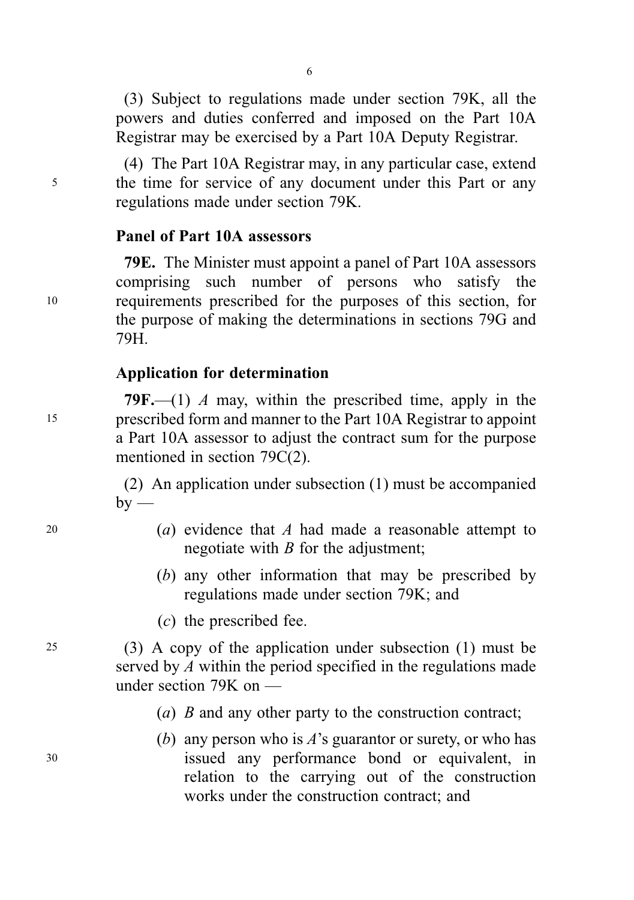(3) Subject to regulations made under section 79K, all the powers and duties conferred and imposed on the Part 10A Registrar may be exercised by a Part 10A Deputy Registrar.

(4) The Part 10A Registrar may, in any particular case, extend the time for service of any document under this Part or any regulations made under section 79K.

### Panel of Part 10A assessors

**79E.** The Minister must appoint a panel of Part 10A assessors comprising such number of persons who satisfy the requirements prescribed for the purposes of this section, for the purpose of making the determinations in sections 79G and 79H.

### Application for determination

**79F.**—(1) *A* may, within the prescribed time, apply in the prescribed form and manner to the Part 10A Registrar to appoint a Part 10A assessor to adjust the contract sum for the purpose mentioned in section 79C(2).

(2) An application under subsection (1) must be accompanied by —

- (*a*) evidence that *A* had made a reasonable attempt to negotiate with *B* for the adjustment;
- (*b*) any other information that may be prescribed by regulations made under section 79K; and
- (*c*) the prescribed fee.

(3) A copy of the application under subsection (1) must be served by *A* within the period specified in the regulations made under section 79K on —

- (*a*) *B* and any other party to the construction contract;
- (*b*) any person who is *A*'s guarantor or surety, or who has issued any performance bond or equivalent, in relation to the carrying out of the construction works under the construction contract; and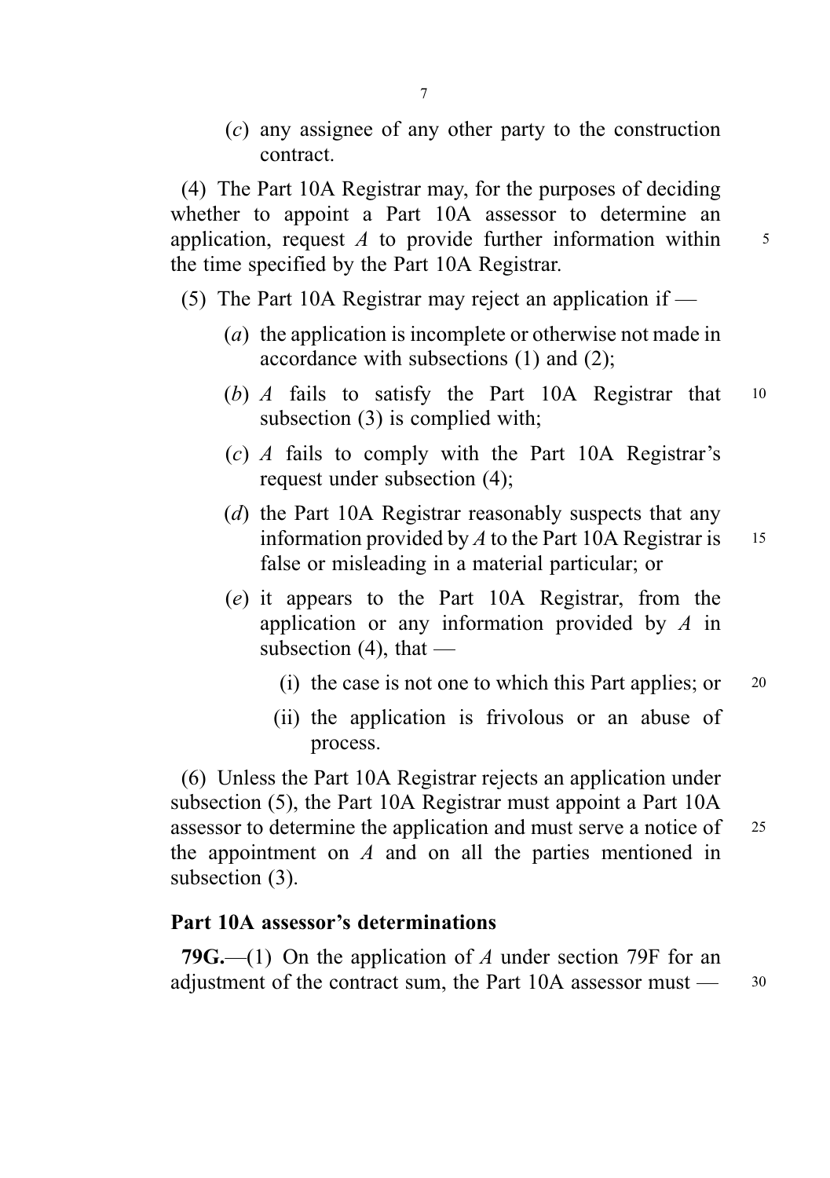(*c*) any assignee of any other party to the construction contract.

(4) The Part 10A Registrar may, for the purposes of deciding whether to appoint a Part 10A assessor to determine an application, request *A* to provide further information within the time specified by the Part 10A Registrar.

(5) The Part 10A Registrar may reject an application if —

(*a*) the application is incomplete or otherwise not made in accordance with subsections (1) and (2);

(*b*) *A* fails to satisfy the Part 10A Registrar that subsection (3) is complied with;

(*c*) *A* fails to comply with the Part 10A Registrar's request under subsection (4);

(*d*) the Part 10A Registrar reasonably suspects that any information provided by *A* to the Part 10A Registrar is false or misleading in a material particular; or

(*e*) it appears to the Part 10A Registrar, from the application or any information provided by *A* in subsection (4), that —

(i) the case is not one to which this Part applies; or

(ii) the application is frivolous or an abuse of process.

(6) Unless the Part 10A Registrar rejects an application under subsection (5), the Part 10A Registrar must appoint a Part 10A assessor to determine the application and must serve a notice of the appointment on *A* and on all the parties mentioned in subsection (3).

### Part 10A assessor's determinations

**79G.**—(1) On the application of *A* under section 79F for an adjustment of the contract sum, the Part 10A assessor must —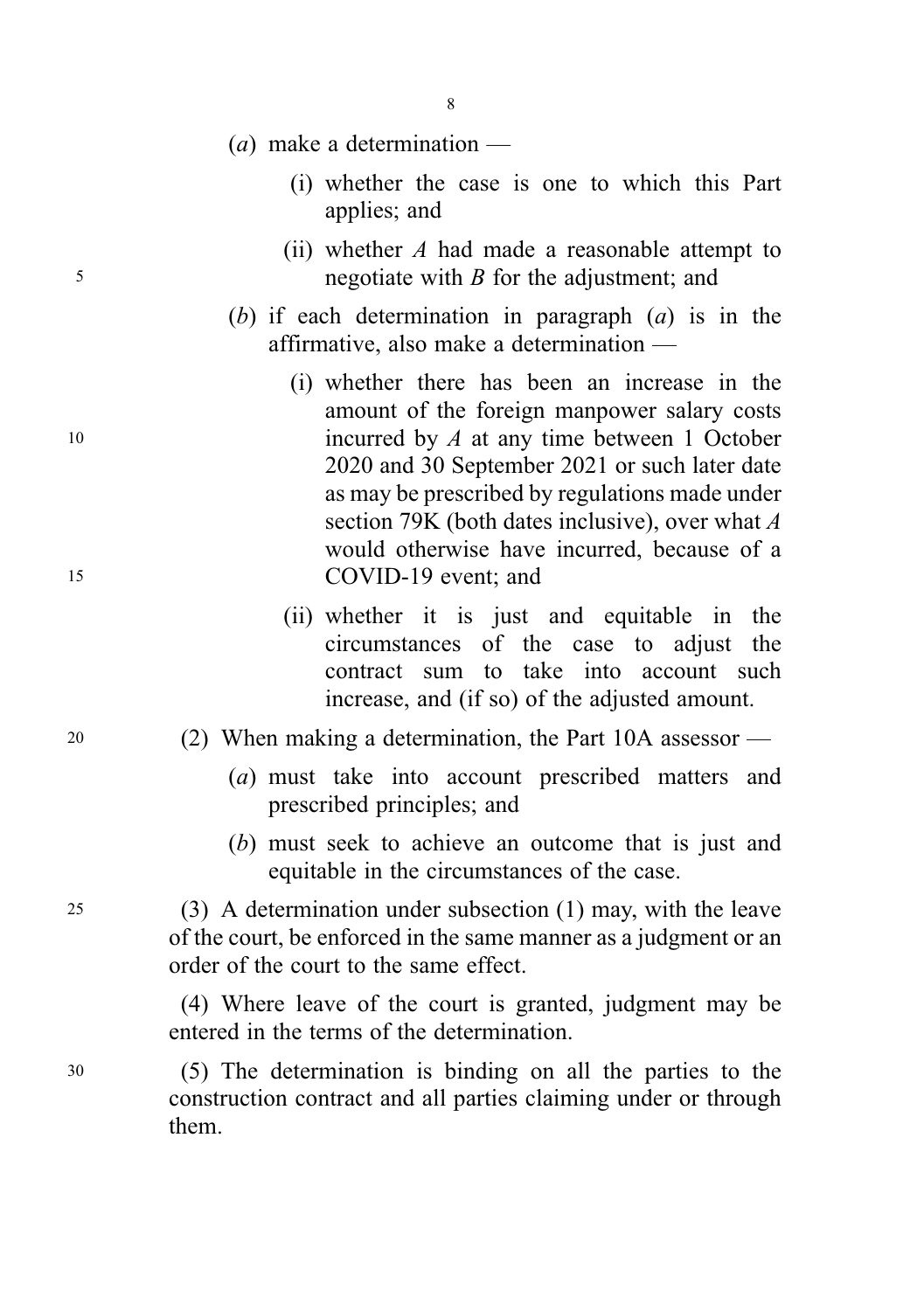(*a*) make a determination —

(i) whether the case is one to which this Part applies; and

(ii) whether *A* had made a reasonable attempt to negotiate with *B* for the adjustment; and

(*b*) if each determination in paragraph (*a*) is in the affirmative, also make a determination —

(i) whether there has been an increase in the amount of the foreign manpower salary costs incurred by *A* at any time between 1 October 2020 and 30 September 2021 or such later date as may be prescribed by regulations made under section 79K (both dates inclusive), over what *A* would otherwise have incurred, because of a COVID-19 event; and

(ii) whether it is just and equitable in the circumstances of the case to adjust the contract sum to take into account such increase, and (if so) of the adjusted amount.

(2) When making a determination, the Part 10A assessor —

(*a*) must take into account prescribed matters and prescribed principles; and

(*b*) must seek to achieve an outcome that is just and equitable in the circumstances of the case.

(3) A determination under subsection (1) may, with the leave of the court, be enforced in the same manner as a judgment or an order of the court to the same effect.

(4) Where leave of the court is granted, judgment may be entered in the terms of the determination.

(5) The determination is binding on all the parties to the construction contract and all parties claiming under or through them.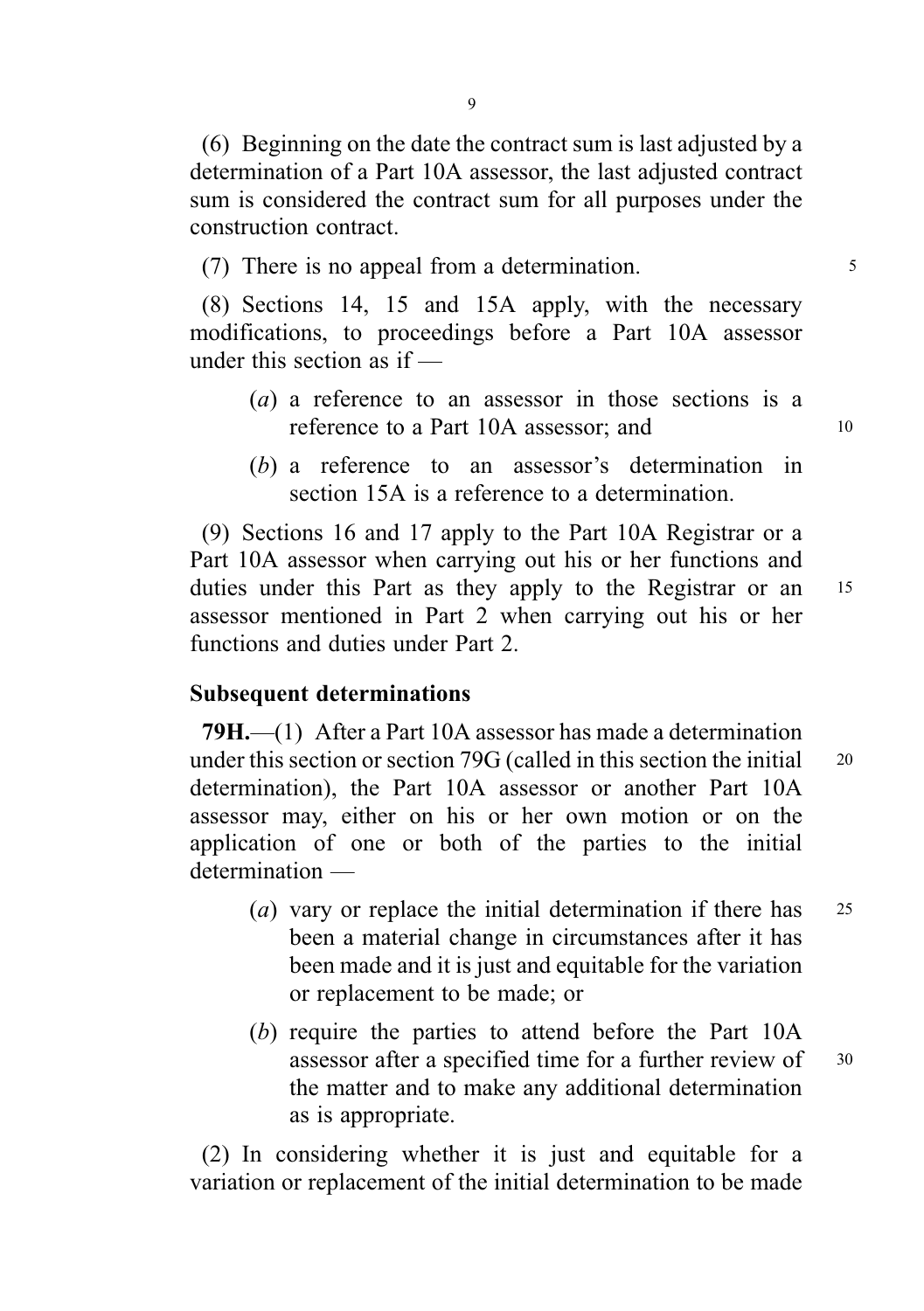(6) Beginning on the date the contract sum is last adjusted by a determination of a Part 10A assessor, the last adjusted contract sum is considered the contract sum for all purposes under the construction contract.

(7) There is no appeal from a determination.

(8) Sections 14, 15 and 15A apply, with the necessary modifications, to proceedings before a Part 10A assessor under this section as if —

(*a*) a reference to an assessor in those sections is a reference to a Part 10A assessor; and

(*b*) a reference to an assessor's determination in section 15A is a reference to a determination.

(9) Sections 16 and 17 apply to the Part 10A Registrar or a Part 10A assessor when carrying out his or her functions and duties under this Part as they apply to the Registrar or an assessor mentioned in Part 2 when carrying out his or her functions and duties under Part 2.

### Subsequent determinations

**79H.**—(1) After a Part 10A assessor has made a determination under this section or section 79G (called in this section the initial determination), the Part 10A assessor or another Part 10A assessor may, either on his or her own motion or on the application of one or both of the parties to the initial determination —

(*a*) vary or replace the initial determination if there has been a material change in circumstances after it has been made and it is just and equitable for the variation or replacement to be made; or

(*b*) require the parties to attend before the Part 10A assessor after a specified time for a further review of the matter and to make any additional determination as is appropriate.

(2) In considering whether it is just and equitable for a variation or replacement of the initial determination to be made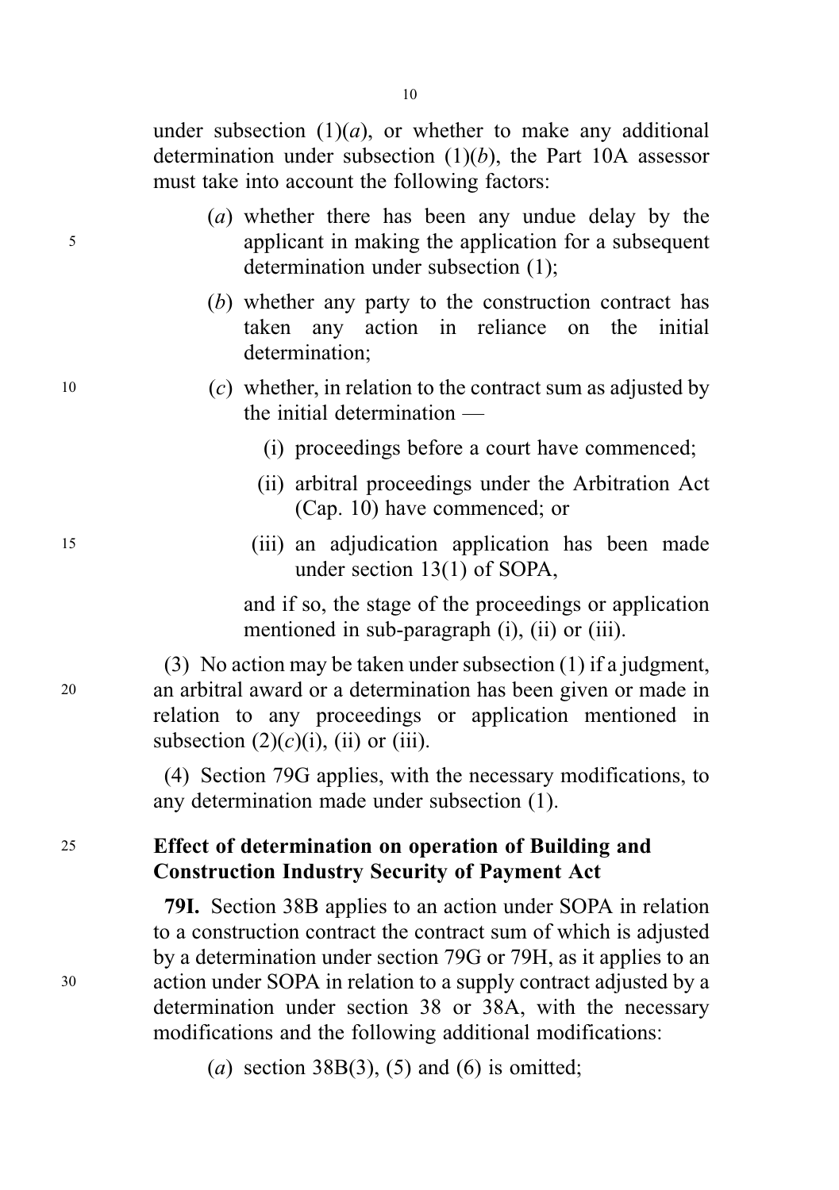under subsection (1)(*a*), or whether to make any additional determination under subsection (1)(*b*), the Part 10A assessor must take into account the following factors:

(*a*) whether there has been any undue delay by the applicant in making the application for a subsequent determination under subsection (1);

(*b*) whether any party to the construction contract has taken any action in reliance on the initial determination;

(*c*) whether, in relation to the contract sum as adjusted by the initial determination —

(i) proceedings before a court have commenced;

(ii) arbitral proceedings under the Arbitration Act (Cap. 10) have commenced; or

(iii) an adjudication application has been made under section 13(1) of SOPA,

and if so, the stage of the proceedings or application mentioned in sub-paragraph (i), (ii) or (iii).

(3) No action may be taken under subsection (1) if a judgment, an arbitral award or a determination has been given or made in relation to any proceedings or application mentioned in subsection (2)(*c*)(i), (ii) or (iii).

(4) Section 79G applies, with the necessary modifications, to any determination made under subsection (1).

**Effect of determination on operation of Building and Construction Industry Security of Payment Act**

**79I.** Section 38B applies to an action under SOPA in relation to a construction contract the contract sum of which is adjusted by a determination under section 79G or 79H, as it applies to an action under SOPA in relation to a supply contract adjusted by a determination under section 38 or 38A, with the necessary modifications and the following additional modifications:

(*a*) section 38B(3), (5) and (6) is omitted;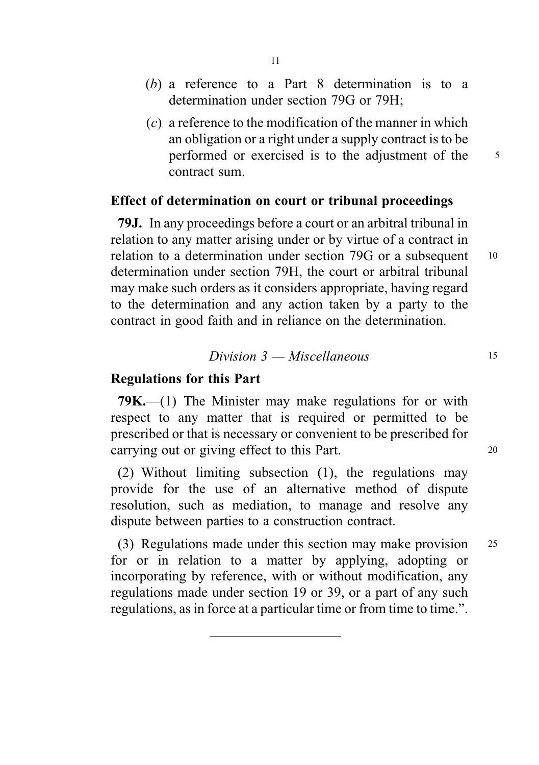(*b*) a reference to a Part 8 determination is to a determination under section 79G or 79H;

(*c*) a reference to the modification of the manner in which an obligation or a right under a supply contract is to be performed or exercised is to the adjustment of the contract sum.

**Effect of determination on court or tribunal proceedings**

**79J.** In any proceedings before a court or an arbitral tribunal in relation to any matter arising under or by virtue of a contract in relation to a determination under section 79G or a subsequent determination under section 79H, the court or arbitral tribunal may make such orders as it considers appropriate, having regard to the determination and any action taken by a party to the contract in good faith and in reliance on the determination.

*Division 3 — Miscellaneous*

**Regulations for this Part**

**79K.**—(1) The Minister may make regulations for or with respect to any matter that is required or permitted to be prescribed or that is necessary or convenient to be prescribed for carrying out or giving effect to this Part.

(2) Without limiting subsection (1), the regulations may provide for the use of an alternative method of dispute resolution, such as mediation, to manage and resolve any dispute between parties to a construction contract.

(3) Regulations made under this section may make provision for or in relation to a matter by applying, adopting or incorporating by reference, with or without modification, any regulations made under section 19 or 39, or a part of any such regulations, as in force at a particular time or from time to time.".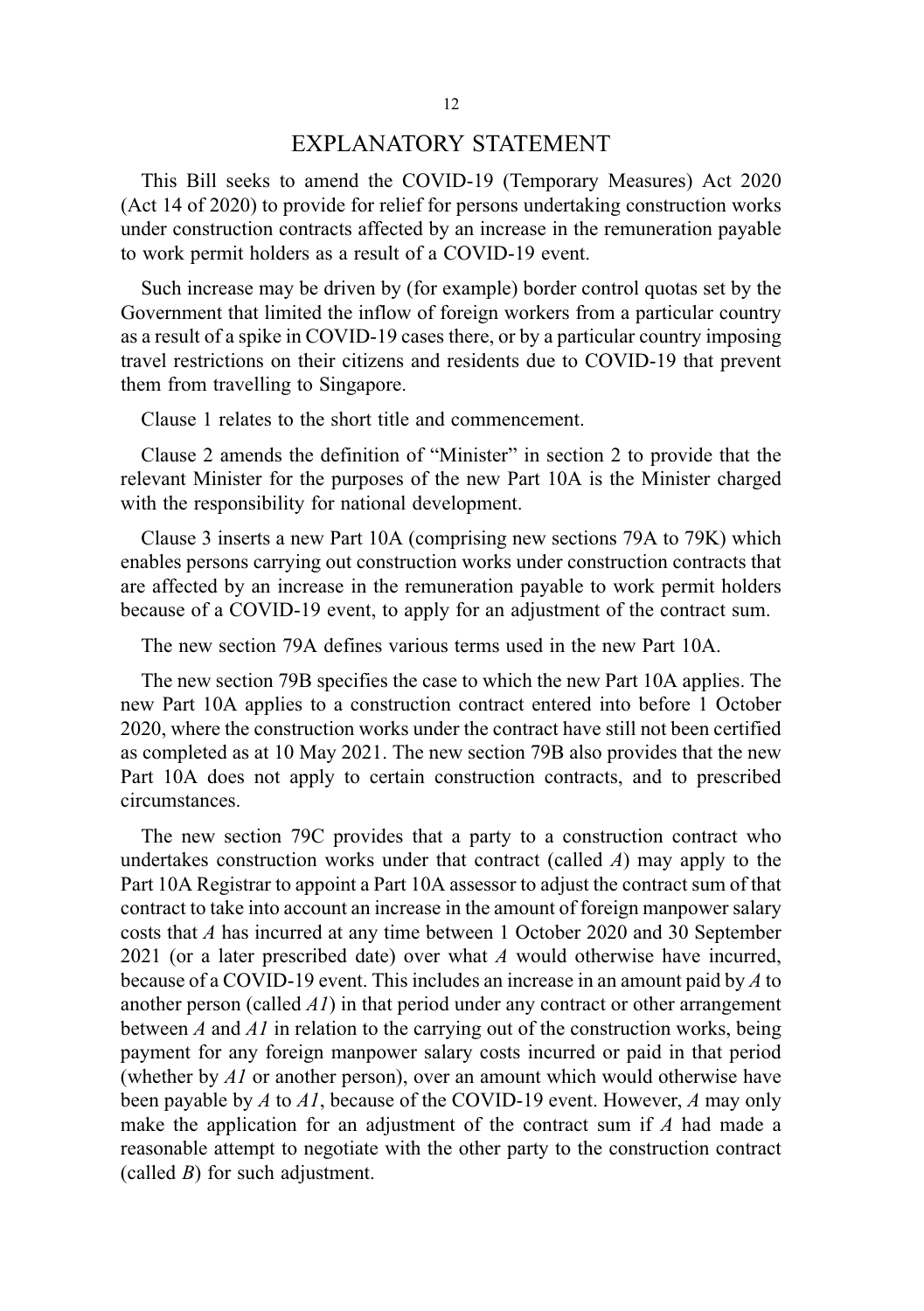# EXPLANATORY STATEMENT

This Bill seeks to amend the COVID-19 (Temporary Measures) Act 2020 (Act 14 of 2020) to provide for relief for persons undertaking construction works under construction contracts affected by an increase in the remuneration payable to work permit holders as a result of a COVID-19 event.

Such increase may be driven by (for example) border control quotas set by the Government that limited the inflow of foreign workers from a particular country as a result of a spike in COVID-19 cases there, or by a particular country imposing travel restrictions on their citizens and residents due to COVID-19 that prevent them from travelling to Singapore.

Clause 1 relates to the short title and commencement.

Clause 2 amends the definition of "Minister" in section 2 to provide that the relevant Minister for the purposes of the new Part 10A is the Minister charged with the responsibility for national development.

Clause 3 inserts a new Part 10A (comprising new sections 79A to 79K) which enables persons carrying out construction works under construction contracts that are affected by an increase in the remuneration payable to work permit holders because of a COVID-19 event, to apply for an adjustment of the contract sum.

The new section 79A defines various terms used in the new Part 10A.

The new section 79B specifies the case to which the new Part 10A applies. The new Part 10A applies to a construction contract entered into before 1 October 2020, where the construction works under the contract have still not been certified as completed as at 10 May 2021. The new section 79B also provides that the new Part 10A does not apply to certain construction contracts, and to prescribed circumstances.

The new section 79C provides that a party to a construction contract who undertakes construction works under that contract (called *A*) may apply to the Part 10A Registrar to appoint a Part 10A assessor to adjust the contract sum of that contract to take into account an increase in the amount of foreign manpower salary costs that *A* has incurred at any time between 1 October 2020 and 30 September 2021 (or a later prescribed date) over what *A* would otherwise have incurred, because of a COVID-19 event. This includes an increase in an amount paid by *A* to another person (called *A1*) in that period under any contract or other arrangement between *A* and *A1* in relation to the carrying out of the construction works, being payment for any foreign manpower salary costs incurred or paid in that period (whether by *A1* or another person), over an amount which would otherwise have been payable by *A* to *A1*, because of the COVID-19 event. However, *A* may only make the application for an adjustment of the contract sum if *A* had made a reasonable attempt to negotiate with the other party to the construction contract (called *B*) for such adjustment.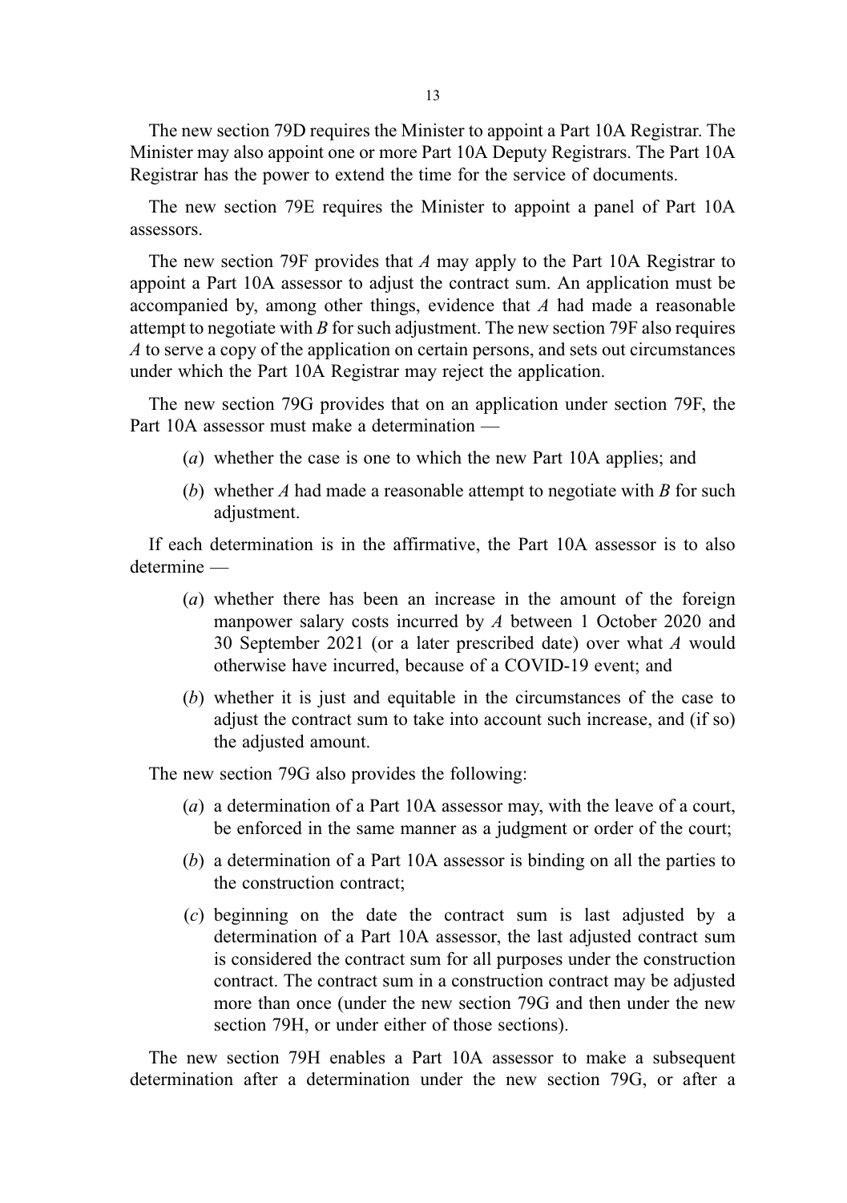The new section 79D requires the Minister to appoint a Part 10A Registrar. The Minister may also appoint one or more Part 10A Deputy Registrars. The Part 10A Registrar has the power to extend the time for the service of documents.

The new section 79E requires the Minister to appoint a panel of Part 10A assessors.

The new section 79F provides that *A* may apply to the Part 10A Registrar to appoint a Part 10A assessor to adjust the contract sum. An application must be accompanied by, among other things, evidence that *A* had made a reasonable attempt to negotiate with *B* for such adjustment. The new section 79F also requires *A* to serve a copy of the application on certain persons, and sets out circumstances under which the Part 10A Registrar may reject the application.

The new section 79G provides that on an application under section 79F, the Part 10A assessor must make a determination —

- (*a*) whether the case is one to which the new Part 10A applies; and
- (*b*) whether *A* had made a reasonable attempt to negotiate with *B* for such adjustment.

If each determination is in the affirmative, the Part 10A assessor is to also determine —

- (*a*) whether there has been an increase in the amount of the foreign manpower salary costs incurred by *A* between 1 October 2020 and 30 September 2021 (or a later prescribed date) over what *A* would otherwise have incurred, because of a COVID-19 event; and
- (*b*) whether it is just and equitable in the circumstances of the case to adjust the contract sum to take into account such increase, and (if so) the adjusted amount.

The new section 79G also provides the following:

- (*a*) a determination of a Part 10A assessor may, with the leave of a court, be enforced in the same manner as a judgment or order of the court;
- (*b*) a determination of a Part 10A assessor is binding on all the parties to the construction contract;
- (*c*) beginning on the date the contract sum is last adjusted by a determination of a Part 10A assessor, the last adjusted contract sum is considered the contract sum for all purposes under the construction contract. The contract sum in a construction contract may be adjusted more than once (under the new section 79G and then under the new section 79H, or under either of those sections).

The new section 79H enables a Part 10A assessor to make a subsequent determination after a determination under the new section 79G, or after a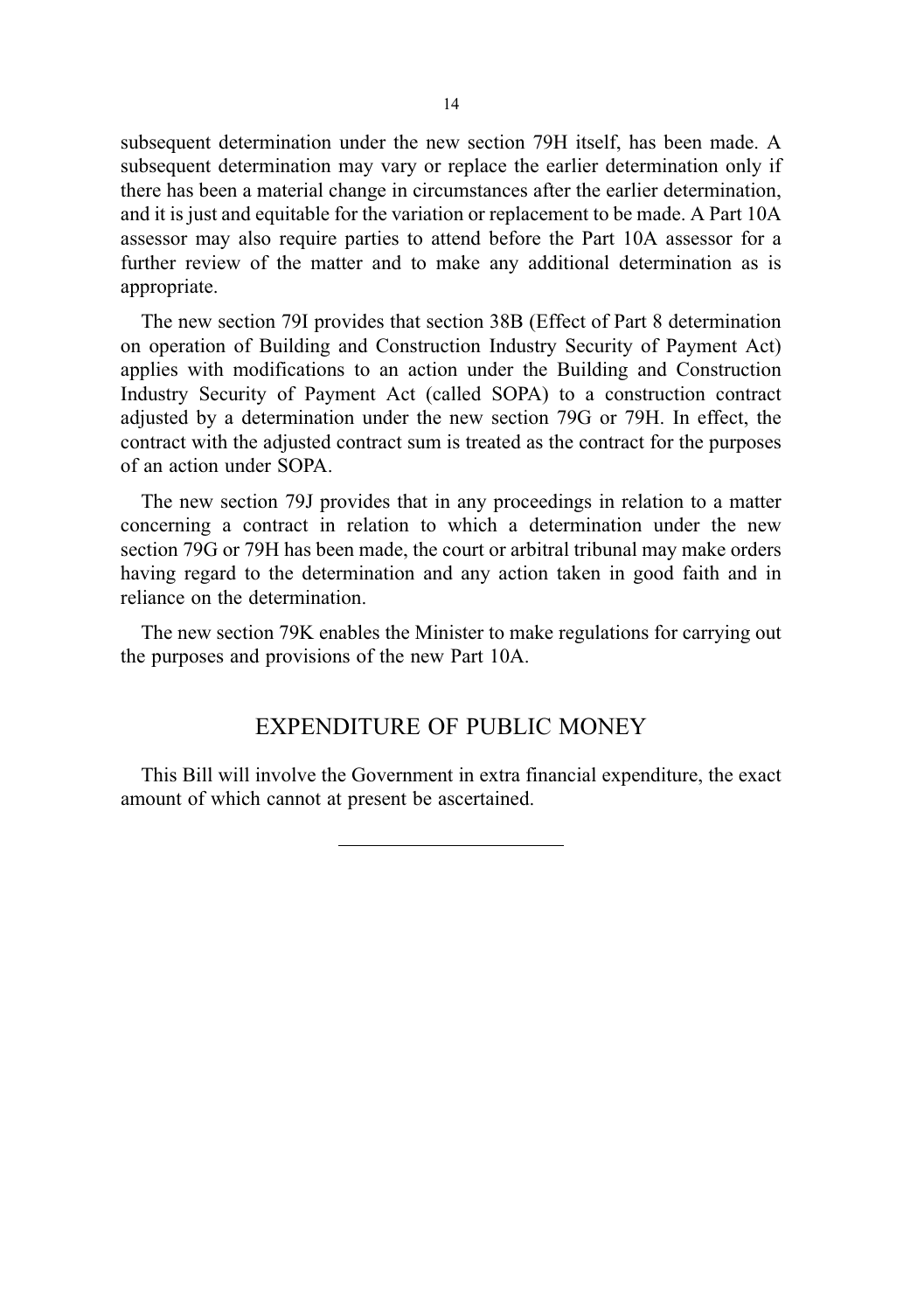subsequent determination under the new section 79H itself, has been made. A subsequent determination may vary or replace the earlier determination only if there has been a material change in circumstances after the earlier determination, and it is just and equitable for the variation or replacement to be made. A Part 10A assessor may also require parties to attend before the Part 10A assessor for a further review of the matter and to make any additional determination as is appropriate.

The new section 79I provides that section 38B (Effect of Part 8 determination on operation of Building and Construction Industry Security of Payment Act) applies with modifications to an action under the Building and Construction Industry Security of Payment Act (called SOPA) to a construction contract adjusted by a determination under the new section 79G or 79H. In effect, the contract with the adjusted contract sum is treated as the contract for the purposes of an action under SOPA.

The new section 79J provides that in any proceedings in relation to a matter concerning a contract in relation to which a determination under the new section 79G or 79H has been made, the court or arbitral tribunal may make orders having regard to the determination and any action taken in good faith and in reliance on the determination.

The new section 79K enables the Minister to make regulations for carrying out the purposes and provisions of the new Part 10A.

## EXPENDITURE OF PUBLIC MONEY

This Bill will involve the Government in extra financial expenditure, the exact amount of which cannot at present be ascertained.